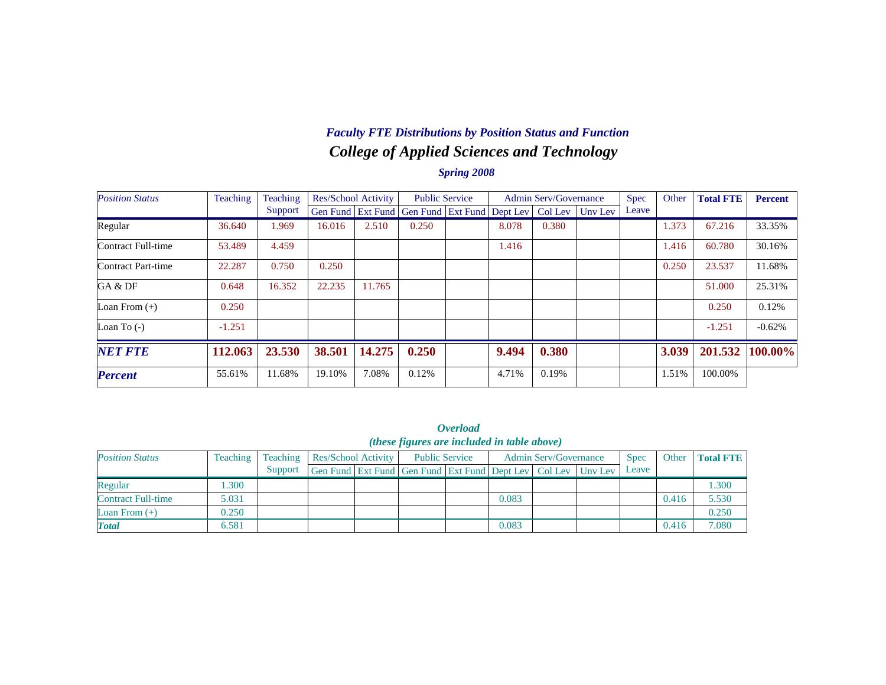### *Faculty FTE Distributions by Position Status and Function*

## *College of Applied Sciences and Technology*

### *Spring 2008*

| *Position Status* | Teaching | Teaching Support | Res/School Activity | | Public Service | | Admin Serv/Governance | | | Spec Leave | Other | **Total FTE** | **Percent** |
|---|---|---|---|---|---|---|---|---|---|---|---|---|---|
| | | | Gen Fund | Ext Fund | Gen Fund | Ext Fund | Dept Lev | Col Lev | Unv Lev | | | | |
| Regular | 36.640 | 1.969 | 16.016 | 2.510 | 0.250 | | 8.078 | 0.380 | | | 1.373 | 67.216 | 33.35% |
| Contract Full-time | 53.489 | 4.459 | | | | | 1.416 | | | | 1.416 | 60.780 | 30.16% |
| Contract Part-time | 22.287 | 0.750 | 0.250 | | | | | | | | 0.250 | 23.537 | 11.68% |
| GA & DF | 0.648 | 16.352 | 22.235 | 11.765 | | | | | | | | 51.000 | 25.31% |
| Loan From (+) | 0.250 | | | | | | | | | | | 0.250 | 0.12% |
| Loan To (-) | -1.251 | | | | | | | | | | | -1.251 | -0.62% |
| ***NET FTE*** | **112.063** | **23.530** | **38.501** | **14.275** | **0.250** | | **9.494** | **0.380** | | | **3.039** | **201.532** | **100.00%** |
| ***Percent*** | 55.61% | 11.68% | 19.10% | 7.08% | 0.12% | | 4.71% | 0.19% | | | 1.51% | 100.00% | |

### *Overload*
### *(these figures are included in table above)*

| *Position Status* | Teaching | Teaching Support | Res/School Activity | | Public Service | | Admin Serv/Governance | | | Spec Leave | Other | **Total FTE** |
|---|---|---|---|---|---|---|---|---|---|---|---|---|
| | | | Gen Fund | Ext Fund | Gen Fund | Ext Fund | Dept Lev | Col Lev | Unv Lev | | | |
| Regular | 1.300 | | | | | | | | | | | 1.300 |
| Contract Full-time | 5.031 | | | | | | 0.083 | | | | 0.416 | 5.530 |
| Loan From (+) | 0.250 | | | | | | | | | | | 0.250 |
| ***Total*** | 6.581 | | | | | | 0.083 | | | | 0.416 | 7.080 |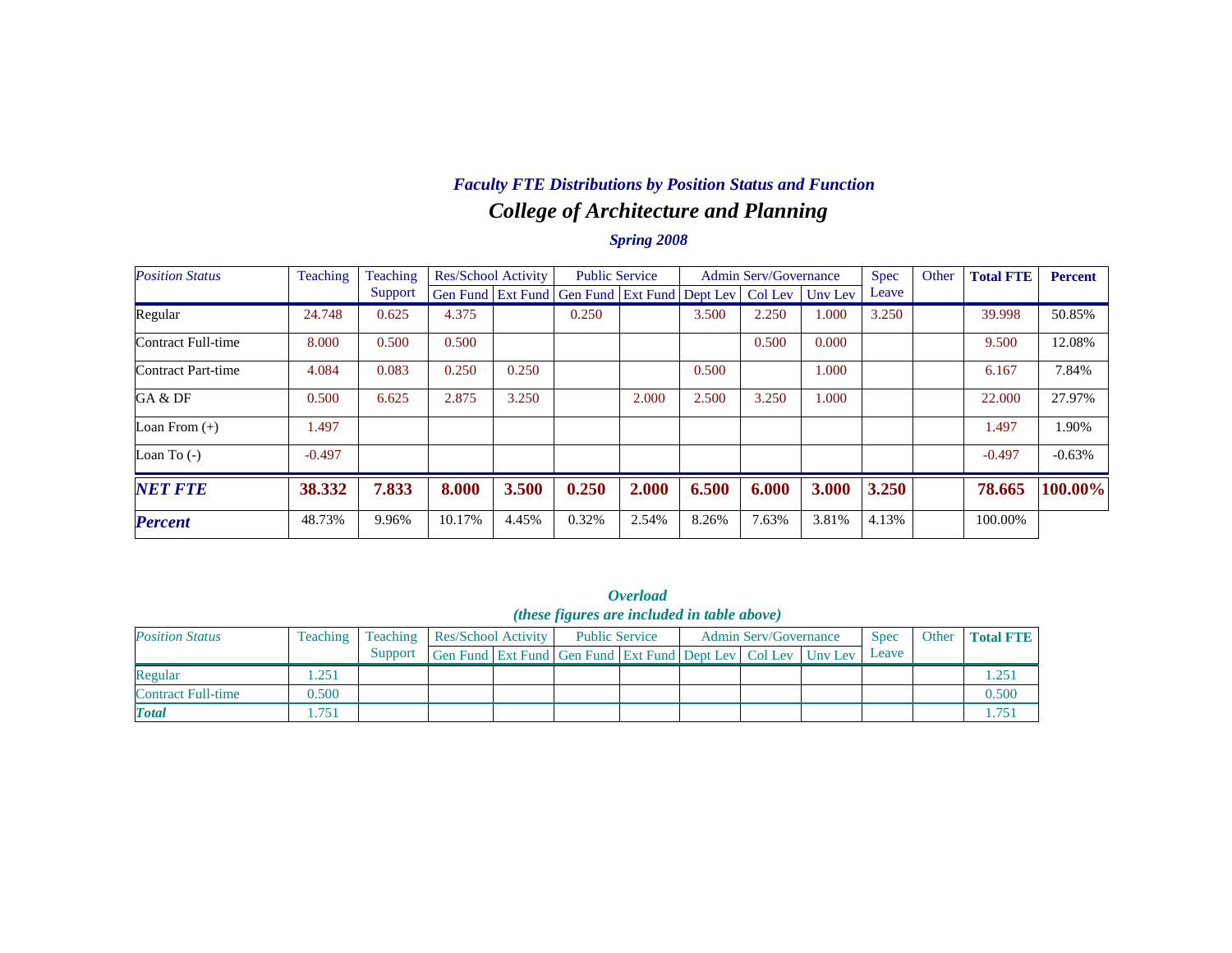## *Faculty FTE Distributions by Position Status and Function*

# *College of Architecture and Planning*

### *Spring 2008*

| *Position Status* | Teaching | Teaching Support | Res/School Activity | | Public Service | | Admin Serv/Governance | | | Spec Leave | Other | **Total FTE** | **Percent** |
|---|---|---|---|---|---|---|---|---|---|---|---|---|---|
| | | | Gen Fund | Ext Fund | Gen Fund | Ext Fund | Dept Lev | Col Lev | Unv Lev | | | | |
| Regular | 24.748 | 0.625 | 4.375 | | 0.250 | | 3.500 | 2.250 | 1.000 | 3.250 | | 39.998 | 50.85% |
| Contract Full-time | 8.000 | 0.500 | 0.500 | | | | | 0.500 | 0.000 | | | 9.500 | 12.08% |
| Contract Part-time | 4.084 | 0.083 | 0.250 | 0.250 | | | 0.500 | | 1.000 | | | 6.167 | 7.84% |
| GA & DF | 0.500 | 6.625 | 2.875 | 3.250 | | 2.000 | 2.500 | 3.250 | 1.000 | | | 22.000 | 27.97% |
| Loan From (+) | 1.497 | | | | | | | | | | | 1.497 | 1.90% |
| Loan To (-) | -0.497 | | | | | | | | | | | -0.497 | -0.63% |
| ***NET FTE*** | **38.332** | **7.833** | **8.000** | **3.500** | **0.250** | **2.000** | **6.500** | **6.000** | **3.000** | **3.250** | | **78.665** | **100.00%** |
| ***Percent*** | 48.73% | 9.96% | 10.17% | 4.45% | 0.32% | 2.54% | 8.26% | 7.63% | 3.81% | 4.13% | | 100.00% | |

### *Overload*
### *(these figures are included in table above)*

| *Position Status* | Teaching | Teaching Support | Res/School Activity | | Public Service | | Admin Serv/Governance | | | Spec Leave | Other | **Total FTE** |
|---|---|---|---|---|---|---|---|---|---|---|---|---|
| | | | Gen Fund | Ext Fund | Gen Fund | Ext Fund | Dept Lev | Col Lev | Unv Lev | | | |
| Regular | 1.251 | | | | | | | | | | | 1.251 |
| Contract Full-time | 0.500 | | | | | | | | | | | 0.500 |
| ***Total*** | 1.751 | | | | | | | | | | | 1.751 |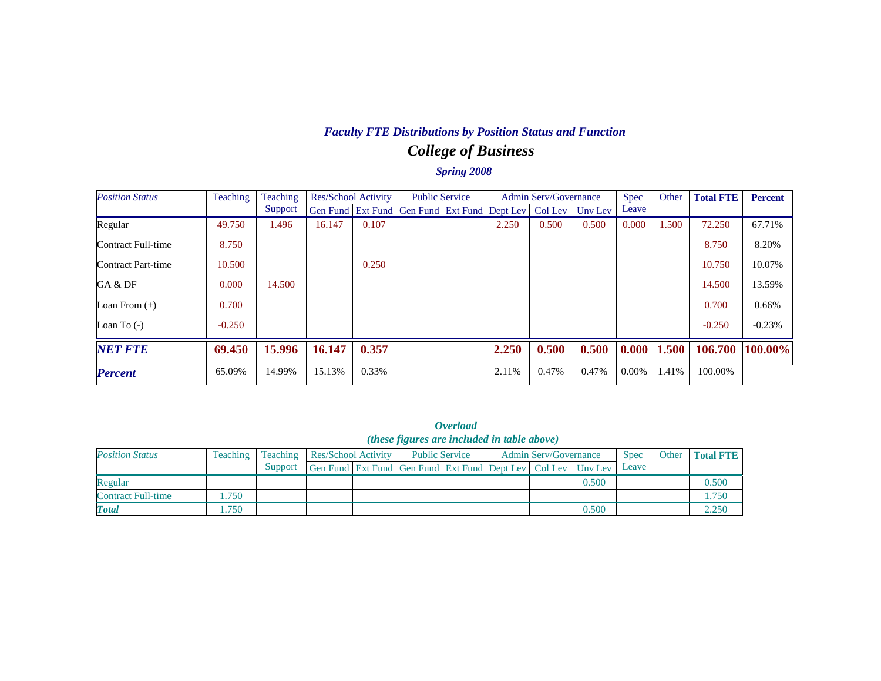## *Faculty FTE Distributions by Position Status and Function*

# *College of Business*

### *Spring 2008*

| *Position Status* | Teaching | Teaching Support | Res/School Activity | | Public Service | | Admin Serv/Governance | | | Spec Leave | Other | **Total FTE** | **Percent** |
|---|---|---|---|---|---|---|---|---|---|---|---|---|---|
| | | | Gen Fund | Ext Fund | Gen Fund | Ext Fund | Dept Lev | Col Lev | Unv Lev | | | | |
| Regular | 49.750 | 1.496 | 16.147 | 0.107 | | | 2.250 | 0.500 | 0.500 | 0.000 | 1.500 | 72.250 | 67.71% |
| Contract Full-time | 8.750 | | | | | | | | | | | 8.750 | 8.20% |
| Contract Part-time | 10.500 | | | 0.250 | | | | | | | | 10.750 | 10.07% |
| GA & DF | 0.000 | 14.500 | | | | | | | | | | 14.500 | 13.59% |
| Loan From (+) | 0.700 | | | | | | | | | | | 0.700 | 0.66% |
| Loan To (-) | -0.250 | | | | | | | | | | | -0.250 | -0.23% |
| ***NET FTE*** | **69.450** | **15.996** | **16.147** | **0.357** | | | **2.250** | **0.500** | **0.500** | **0.000** | **1.500** | **106.700** | **100.00%** |
| ***Percent*** | 65.09% | 14.99% | 15.13% | 0.33% | | | 2.11% | 0.47% | 0.47% | 0.00% | 1.41% | 100.00% | |

### *Overload*
### *(these figures are included in table above)*

| *Position Status* | Teaching | Teaching Support | Res/School Activity | | Public Service | | Admin Serv/Governance | | | Spec Leave | Other | **Total FTE** |
|---|---|---|---|---|---|---|---|---|---|---|---|---|
| | | | Gen Fund | Ext Fund | Gen Fund | Ext Fund | Dept Lev | Col Lev | Unv Lev | | | |
| Regular | | | | | | | | | 0.500 | | | 0.500 |
| Contract Full-time | 1.750 | | | | | | | | | | | 1.750 |
| ***Total*** | 1.750 | | | | | | | | 0.500 | | | 2.250 |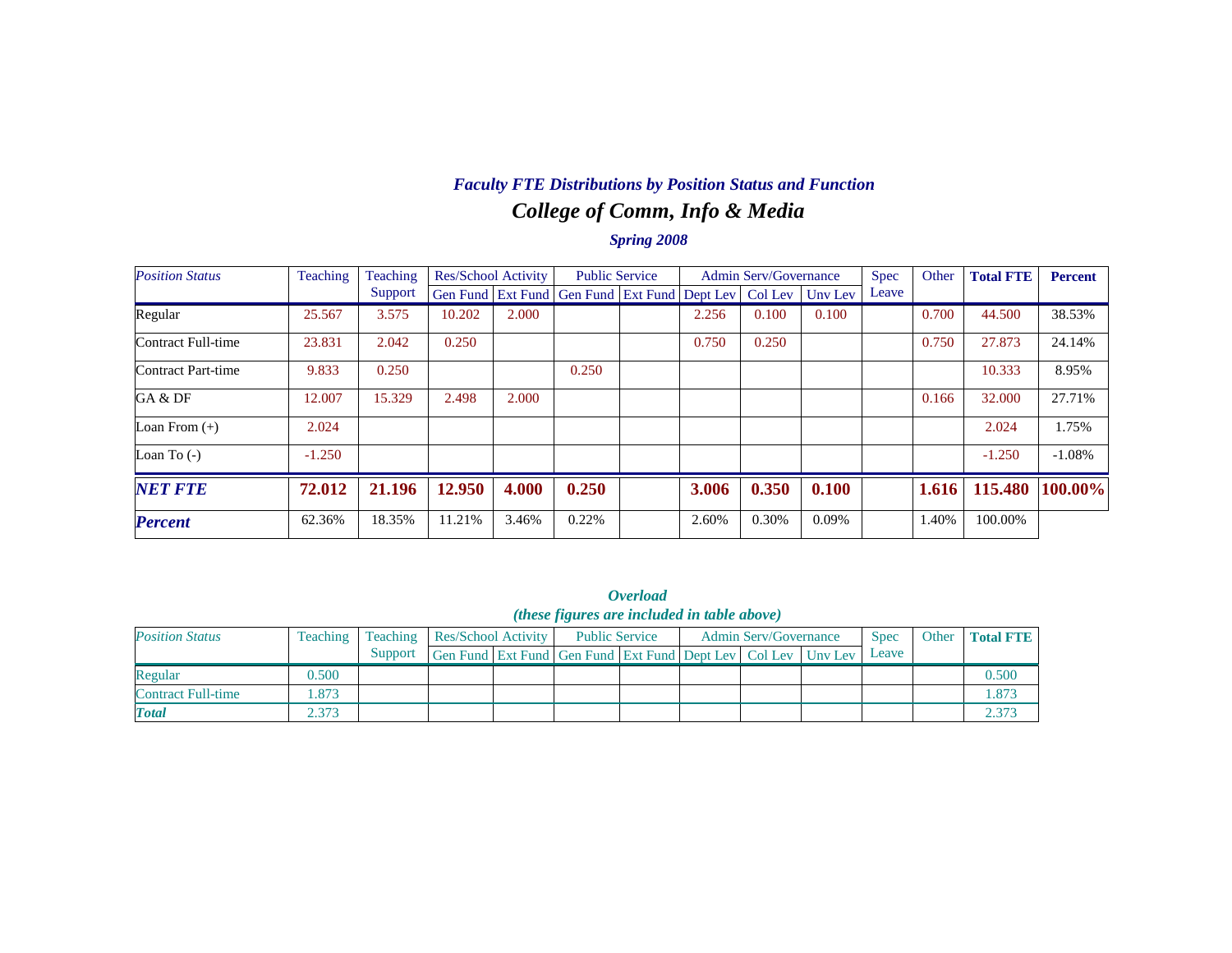### *Faculty FTE Distributions by Position Status and Function*

## *College of Comm, Info & Media*

### *Spring 2008*

| *Position Status* | Teaching | Teaching Support | Res/School Activity | | Public Service | | Admin Serv/Governance | | | Spec Leave | Other | **Total FTE** | **Percent** |
|---|---|---|---|---|---|---|---|---|---|---|---|---|---|
| | | | Gen Fund | Ext Fund | Gen Fund | Ext Fund | Dept Lev | Col Lev | Unv Lev | | | | |
| Regular | 25.567 | 3.575 | 10.202 | 2.000 | | | 2.256 | 0.100 | 0.100 | | 0.700 | 44.500 | 38.53% |
| Contract Full-time | 23.831 | 2.042 | 0.250 | | | | 0.750 | 0.250 | | | 0.750 | 27.873 | 24.14% |
| Contract Part-time | 9.833 | 0.250 | | | 0.250 | | | | | | | 10.333 | 8.95% |
| GA & DF | 12.007 | 15.329 | 2.498 | 2.000 | | | | | | | 0.166 | 32.000 | 27.71% |
| Loan From (+) | 2.024 | | | | | | | | | | | 2.024 | 1.75% |
| Loan To (-) | -1.250 | | | | | | | | | | | -1.250 | -1.08% |
| ***NET FTE*** | **72.012** | **21.196** | **12.950** | **4.000** | **0.250** | | **3.006** | **0.350** | **0.100** | | **1.616** | **115.480** | **100.00%** |
| ***Percent*** | 62.36% | 18.35% | 11.21% | 3.46% | 0.22% | | 2.60% | 0.30% | 0.09% | | 1.40% | 100.00% | |

### *Overload*
### *(these figures are included in table above)*

| *Position Status* | Teaching | Teaching Support | Res/School Activity | | Public Service | | Admin Serv/Governance | | | Spec Leave | Other | **Total FTE** |
|---|---|---|---|---|---|---|---|---|---|---|---|---|
| | | | Gen Fund | Ext Fund | Gen Fund | Ext Fund | Dept Lev | Col Lev | Unv Lev | | | |
| Regular | 0.500 | | | | | | | | | | | 0.500 |
| Contract Full-time | 1.873 | | | | | | | | | | | 1.873 |
| ***Total*** | 2.373 | | | | | | | | | | | 2.373 |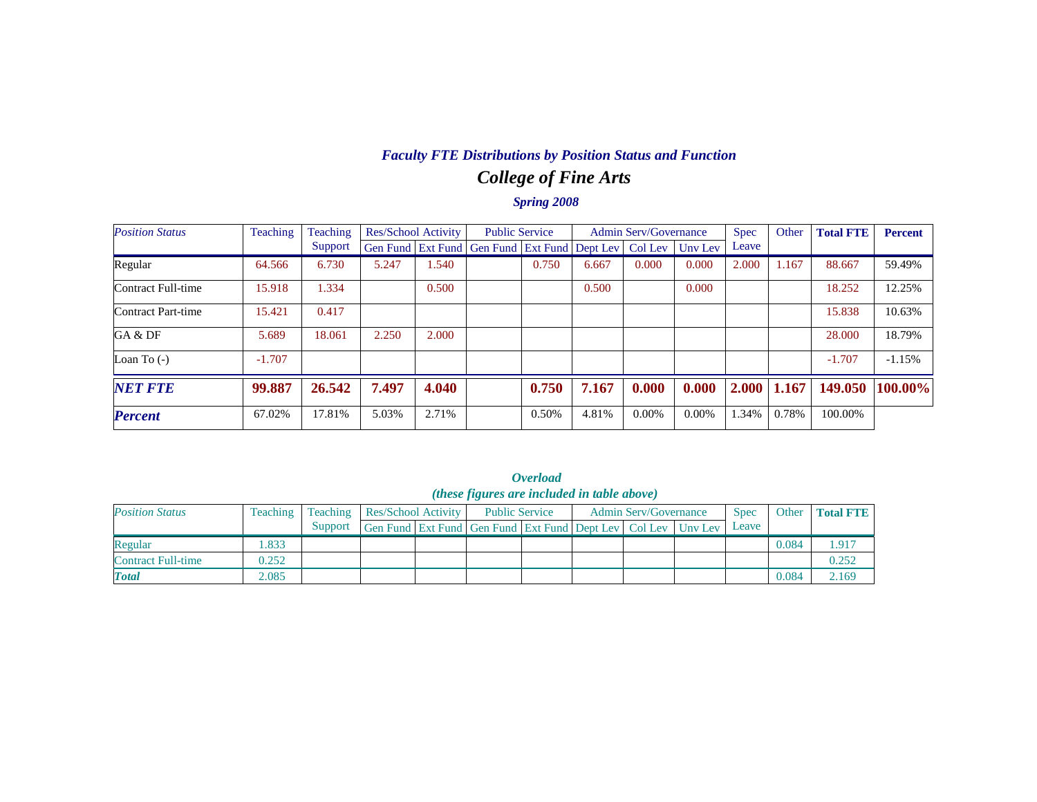### *Faculty FTE Distributions by Position Status and Function*

## *College of Fine Arts*

### *Spring 2008*

| *Position Status* | Teaching | Teaching Support | Res/School Activity | | Public Service | | Admin Serv/Governance | | | Spec Leave | Other | **Total FTE** | **Percent** |
|---|---|---|---|---|---|---|---|---|---|---|---|---|---|
| | | | Gen Fund | Ext Fund | Gen Fund | Ext Fund | Dept Lev | Col Lev | Unv Lev | | | | |
| Regular | 64.566 | 6.730 | 5.247 | 1.540 | | 0.750 | 6.667 | 0.000 | 0.000 | 2.000 | 1.167 | 88.667 | 59.49% |
| Contract Full-time | 15.918 | 1.334 | | 0.500 | | | 0.500 | | 0.000 | | | 18.252 | 12.25% |
| Contract Part-time | 15.421 | 0.417 | | | | | | | | | | 15.838 | 10.63% |
| GA & DF | 5.689 | 18.061 | 2.250 | 2.000 | | | | | | | | 28.000 | 18.79% |
| Loan To (-) | -1.707 | | | | | | | | | | | -1.707 | -1.15% |
| ***NET FTE*** | **99.887** | **26.542** | **7.497** | **4.040** | | **0.750** | **7.167** | **0.000** | **0.000** | **2.000** | **1.167** | **149.050** | **100.00%** |
| ***Percent*** | 67.02% | 17.81% | 5.03% | 2.71% | | 0.50% | 4.81% | 0.00% | 0.00% | 1.34% | 0.78% | 100.00% | |

### *Overload*
### *(these figures are included in table above)*

| *Position Status* | Teaching | Teaching Support | Res/School Activity | | Public Service | | Admin Serv/Governance | | | Spec Leave | Other | **Total FTE** |
|---|---|---|---|---|---|---|---|---|---|---|---|---|
| | | | Gen Fund | Ext Fund | Gen Fund | Ext Fund | Dept Lev | Col Lev | Unv Lev | | | |
| Regular | 1.833 | | | | | | | | | | 0.084 | 1.917 |
| Contract Full-time | 0.252 | | | | | | | | | | | 0.252 |
| ***Total*** | 2.085 | | | | | | | | | | 0.084 | 2.169 |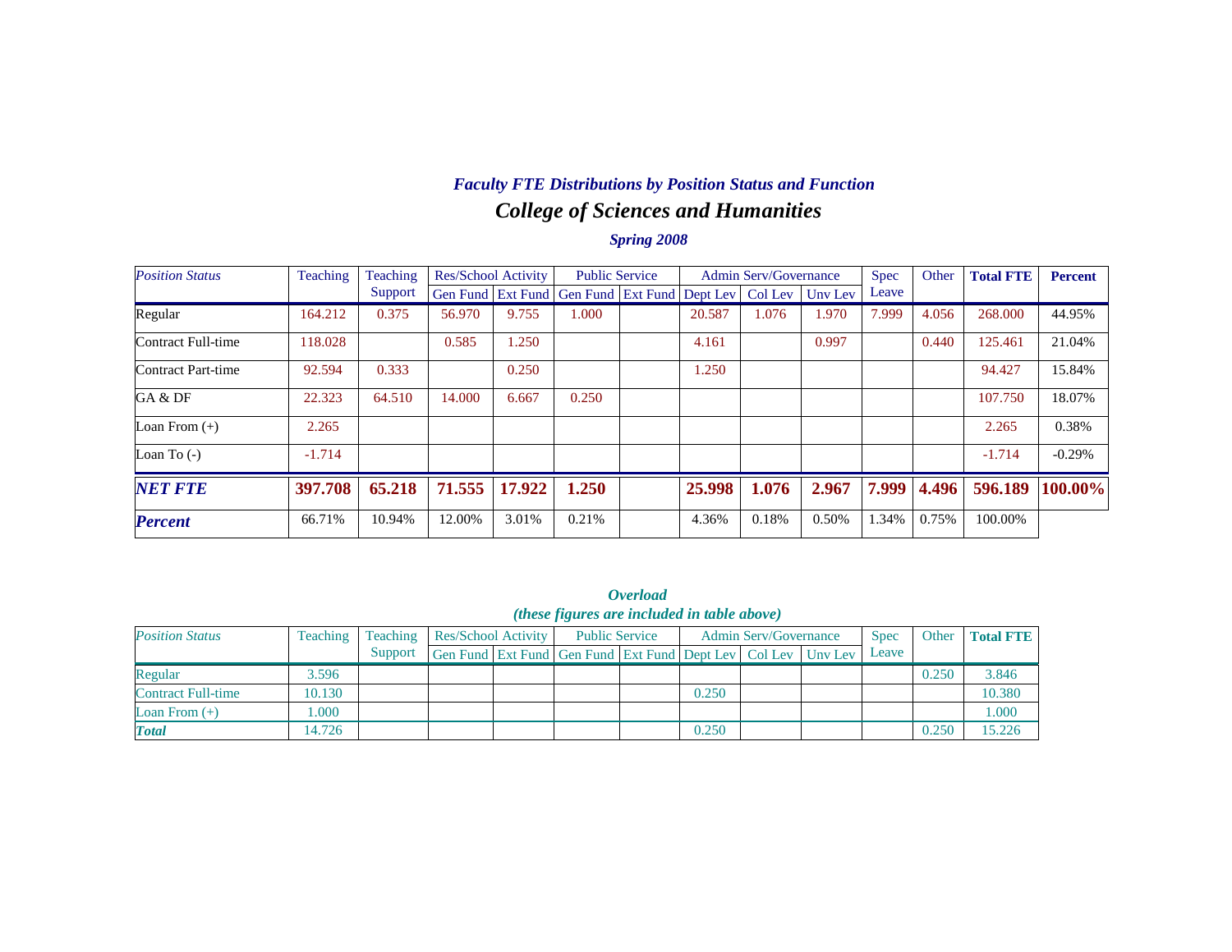### *Faculty FTE Distributions by Position Status and Function*

## *College of Sciences and Humanities*

### *Spring 2008*

| *Position Status* | Teaching | Teaching Support | Res/School Activity | | Public Service | | Admin Serv/Governance | | | Spec Leave | Other | **Total FTE** | **Percent** |
|---|---|---|---|---|---|---|---|---|---|---|---|---|---|
| | | | Gen Fund | Ext Fund | Gen Fund | Ext Fund | Dept Lev | Col Lev | Unv Lev | | | | |
| Regular | 164.212 | 0.375 | 56.970 | 9.755 | 1.000 | | 20.587 | 1.076 | 1.970 | 7.999 | 4.056 | 268.000 | 44.95% |
| Contract Full-time | 118.028 | | 0.585 | 1.250 | | | 4.161 | | 0.997 | | 0.440 | 125.461 | 21.04% |
| Contract Part-time | 92.594 | 0.333 | | 0.250 | | | 1.250 | | | | | 94.427 | 15.84% |
| GA & DF | 22.323 | 64.510 | 14.000 | 6.667 | 0.250 | | | | | | | 107.750 | 18.07% |
| Loan From (+) | 2.265 | | | | | | | | | | | 2.265 | 0.38% |
| Loan To (-) | -1.714 | | | | | | | | | | | -1.714 | -0.29% |
| ***NET FTE*** | **397.708** | **65.218** | **71.555** | **17.922** | **1.250** | | **25.998** | **1.076** | **2.967** | **7.999** | **4.496** | **596.189** | **100.00%** |
| ***Percent*** | 66.71% | 10.94% | 12.00% | 3.01% | 0.21% | | 4.36% | 0.18% | 0.50% | 1.34% | 0.75% | 100.00% | |

### *Overload*

*(these figures are included in table above)*

| *Position Status* | Teaching | Teaching Support | Res/School Activity | | Public Service | | Admin Serv/Governance | | | Spec Leave | Other | **Total FTE** |
|---|---|---|---|---|---|---|---|---|---|---|---|---|
| | | | Gen Fund | Ext Fund | Gen Fund | Ext Fund | Dept Lev | Col Lev | Unv Lev | | | |
| Regular | 3.596 | | | | | | | | | | 0.250 | 3.846 |
| Contract Full-time | 10.130 | | | | | | 0.250 | | | | | 10.380 |
| Loan From (+) | 1.000 | | | | | | | | | | | 1.000 |
| ***Total*** | 14.726 | | | | | | 0.250 | | | | 0.250 | 15.226 |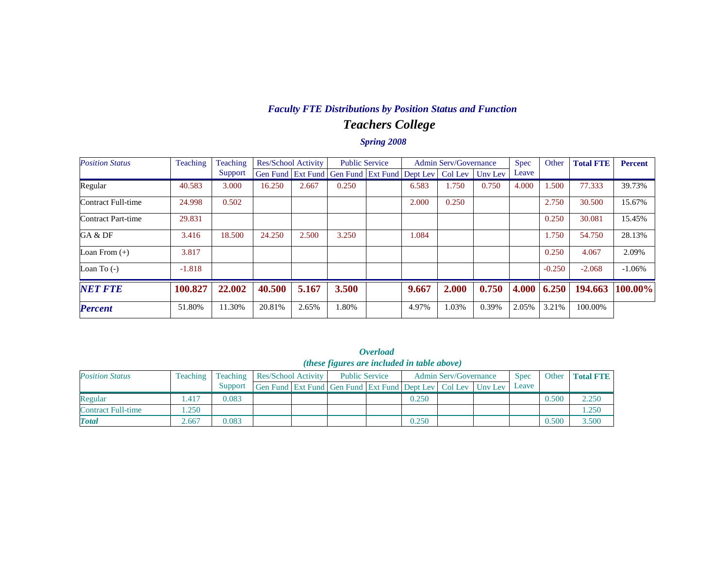### *Faculty FTE Distributions by Position Status and Function*

## *Teachers College*

### *Spring 2008*

| *Position Status* | Teaching | Teaching Support | Res/School Activity | | Public Service | | Admin Serv/Governance | | | Spec Leave | Other | **Total FTE** | **Percent** |
|---|---|---|---|---|---|---|---|---|---|---|---|---|---|
| | | | Gen Fund | Ext Fund | Gen Fund | Ext Fund | Dept Lev | Col Lev | Unv Lev | | | | |
| Regular | 40.583 | 3.000 | 16.250 | 2.667 | 0.250 | | 6.583 | 1.750 | 0.750 | 4.000 | 1.500 | 77.333 | 39.73% |
| Contract Full-time | 24.998 | 0.502 | | | | | 2.000 | 0.250 | | | 2.750 | 30.500 | 15.67% |
| Contract Part-time | 29.831 | | | | | | | | | | 0.250 | 30.081 | 15.45% |
| GA & DF | 3.416 | 18.500 | 24.250 | 2.500 | 3.250 | | 1.084 | | | | 1.750 | 54.750 | 28.13% |
| Loan From (+) | 3.817 | | | | | | | | | | 0.250 | 4.067 | 2.09% |
| Loan To (-) | -1.818 | | | | | | | | | | -0.250 | -2.068 | -1.06% |
| ***NET FTE*** | **100.827** | **22.002** | **40.500** | **5.167** | **3.500** | | **9.667** | **2.000** | **0.750** | **4.000** | **6.250** | **194.663** | **100.00%** |
| ***Percent*** | 51.80% | 11.30% | 20.81% | 2.65% | 1.80% | | 4.97% | 1.03% | 0.39% | 2.05% | 3.21% | 100.00% | |

### *Overload*
### *(these figures are included in table above)*

| *Position Status* | Teaching | Teaching Support | Res/School Activity | | Public Service | | Admin Serv/Governance | | | Spec Leave | Other | **Total FTE** |
|---|---|---|---|---|---|---|---|---|---|---|---|---|
| | | | Gen Fund | Ext Fund | Gen Fund | Ext Fund | Dept Lev | Col Lev | Unv Lev | | | |
| Regular | 1.417 | 0.083 | | | | | 0.250 | | | | 0.500 | 2.250 |
| Contract Full-time | 1.250 | | | | | | | | | | | 1.250 |
| ***Total*** | 2.667 | 0.083 | | | | | 0.250 | | | | 0.500 | 3.500 |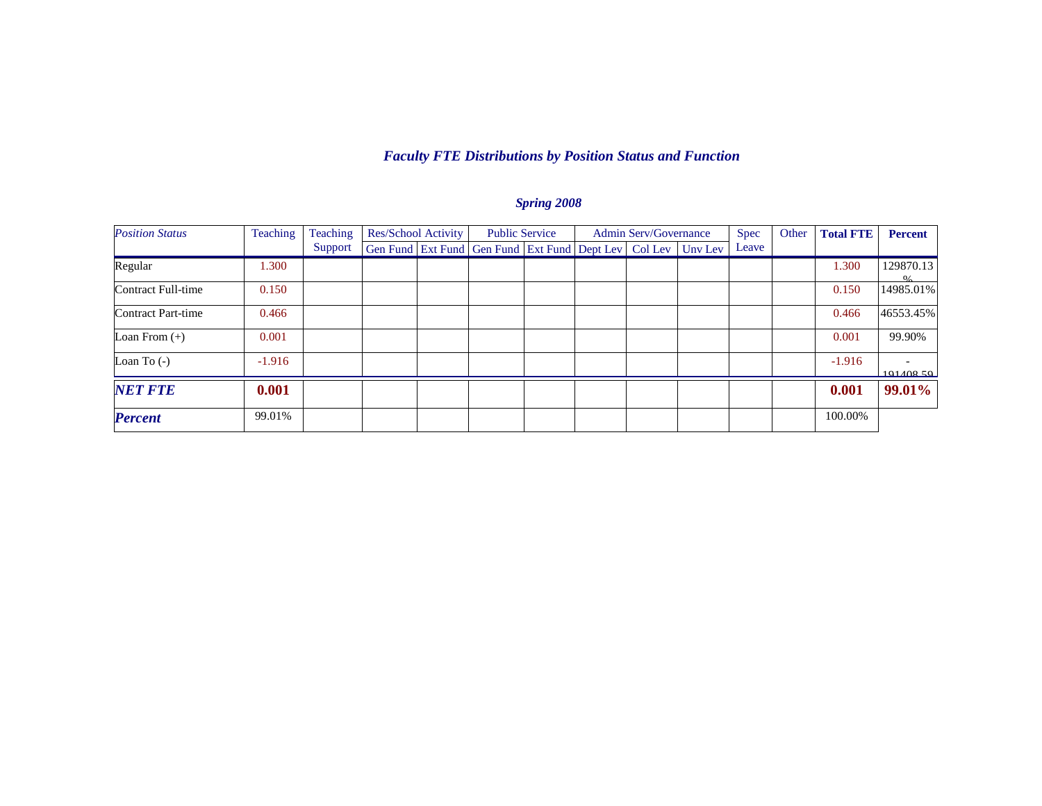## *Faculty FTE Distributions by Position Status and Function*

### *Spring 2008*

| *Position Status* | Teaching | Teaching Support | Res/School Activity | | Public Service | | Admin Serv/Governance | | | Spec Leave | Other | **Total FTE** | **Percent** |
|---|---|---|---|---|---|---|---|---|---|---|---|---|---|
| | | | Gen Fund | Ext Fund | Gen Fund | Ext Fund | Dept Lev | Col Lev | Unv Lev | | | | |
| Regular | 1.300 | | | | | | | | | | | 1.300 | 129870.13% |
| Contract Full-time | 0.150 | | | | | | | | | | | 0.150 | 14985.01% |
| Contract Part-time | 0.466 | | | | | | | | | | | 0.466 | 46553.45% |
| Loan From (+) | 0.001 | | | | | | | | | | | 0.001 | 99.90% |
| Loan To (-) | -1.916 | | | | | | | | | | | -1.916 | -191408.59 |
| ***NET FTE*** | **0.001** | | | | | | | | | | | **0.001** | **99.01%** |
| ***Percent*** | 99.01% | | | | | | | | | | | 100.00% | |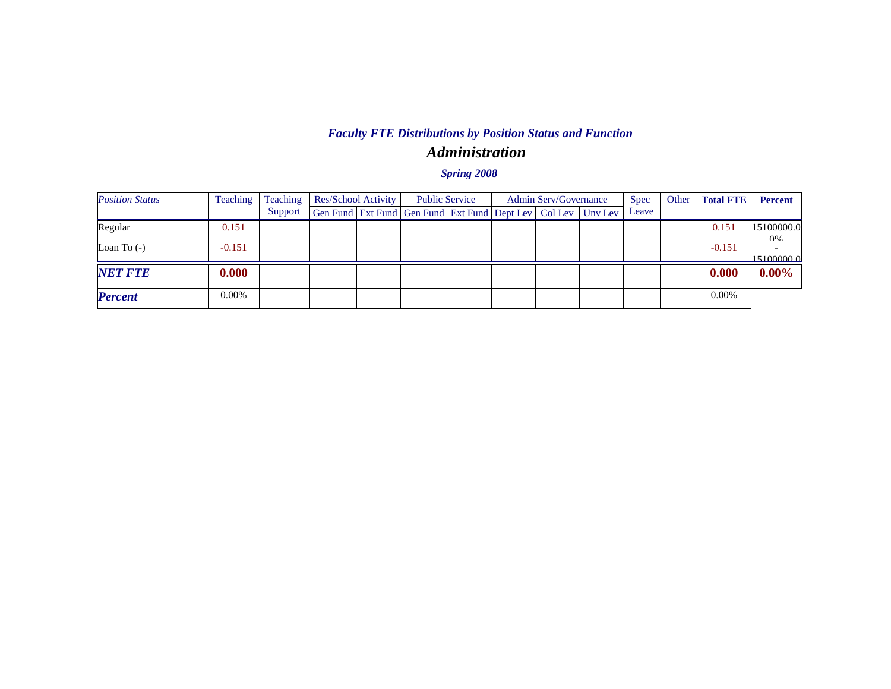# *Faculty FTE Distributions by Position Status and Function*

## *Administration*

### *Spring 2008*

| *Position Status* | Teaching | Teaching Support | Res/School Activity | | Public Service | | Admin Serv/Governance | | | Spec Leave | Other | **Total FTE** | **Percent** |
|---|---|---|---|---|---|---|---|---|---|---|---|---|---|
| | | | Gen Fund | Ext Fund | Gen Fund | Ext Fund | Dept Lev | Col Lev | Unv Lev | | | | |
| Regular | 0.151 | | | | | | | | | | | 0.151 | 15100000.00% |
| Loan To (-) | -0.151 | | | | | | | | | | | -0.151 | -15100000.0 |
| ***NET FTE*** | **0.000** | | | | | | | | | | | **0.000** | **0.00%** |
| ***Percent*** | 0.00% | | | | | | | | | | | 0.00% | |